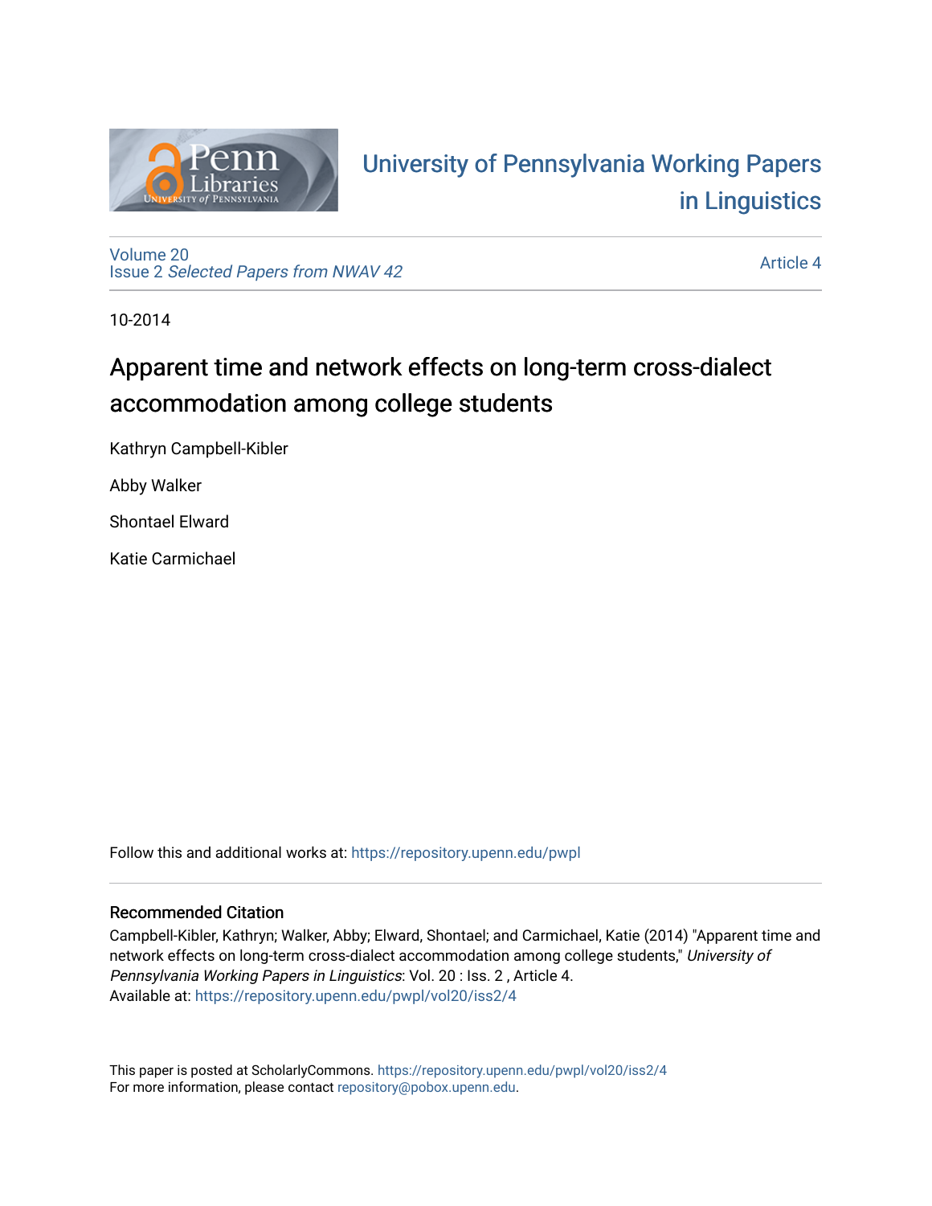University of Pennsylvania Working Papers in Linguistics

Volume 20
Issue 2 *Selected Papers from NWAV 42*

Article 4

10-2014

# Apparent time and network effects on long-term cross-dialect accommodation among college students

Kathryn Campbell-Kibler

Abby Walker

Shontael Elward

Katie Carmichael

Follow this and additional works at: https://repository.upenn.edu/pwpl

## Recommended Citation

Campbell-Kibler, Kathryn; Walker, Abby; Elward, Shontael; and Carmichael, Katie (2014) "Apparent time and network effects on long-term cross-dialect accommodation among college students," *University of Pennsylvania Working Papers in Linguistics*: Vol. 20 : Iss. 2 , Article 4.
Available at: https://repository.upenn.edu/pwpl/vol20/iss2/4

This paper is posted at ScholarlyCommons. https://repository.upenn.edu/pwpl/vol20/iss2/4
For more information, please contact repository@pobox.upenn.edu.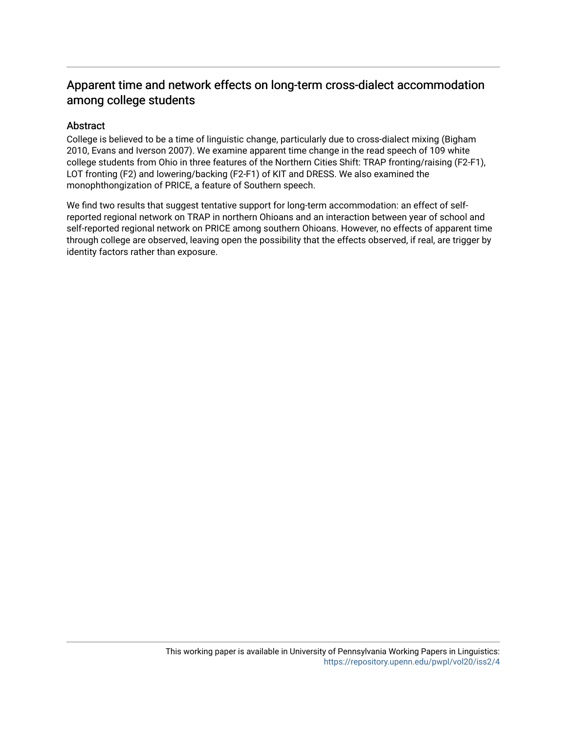## Apparent time and network effects on long-term cross-dialect accommodation among college students

### Abstract

College is believed to be a time of linguistic change, particularly due to cross-dialect mixing (Bigham 2010, Evans and Iverson 2007). We examine apparent time change in the read speech of 109 white college students from Ohio in three features of the Northern Cities Shift: TRAP fronting/raising (F2-F1), LOT fronting (F2) and lowering/backing (F2-F1) of KIT and DRESS. We also examined the monophthongization of PRICE, a feature of Southern speech.

We find two results that suggest tentative support for long-term accommodation: an effect of self-reported regional network on TRAP in northern Ohioans and an interaction between year of school and self-reported regional network on PRICE among southern Ohioans. However, no effects of apparent time through college are observed, leaving open the possibility that the effects observed, if real, are trigger by identity factors rather than exposure.

This working paper is available in University of Pennsylvania Working Papers in Linguistics: https://repository.upenn.edu/pwpl/vol20/iss2/4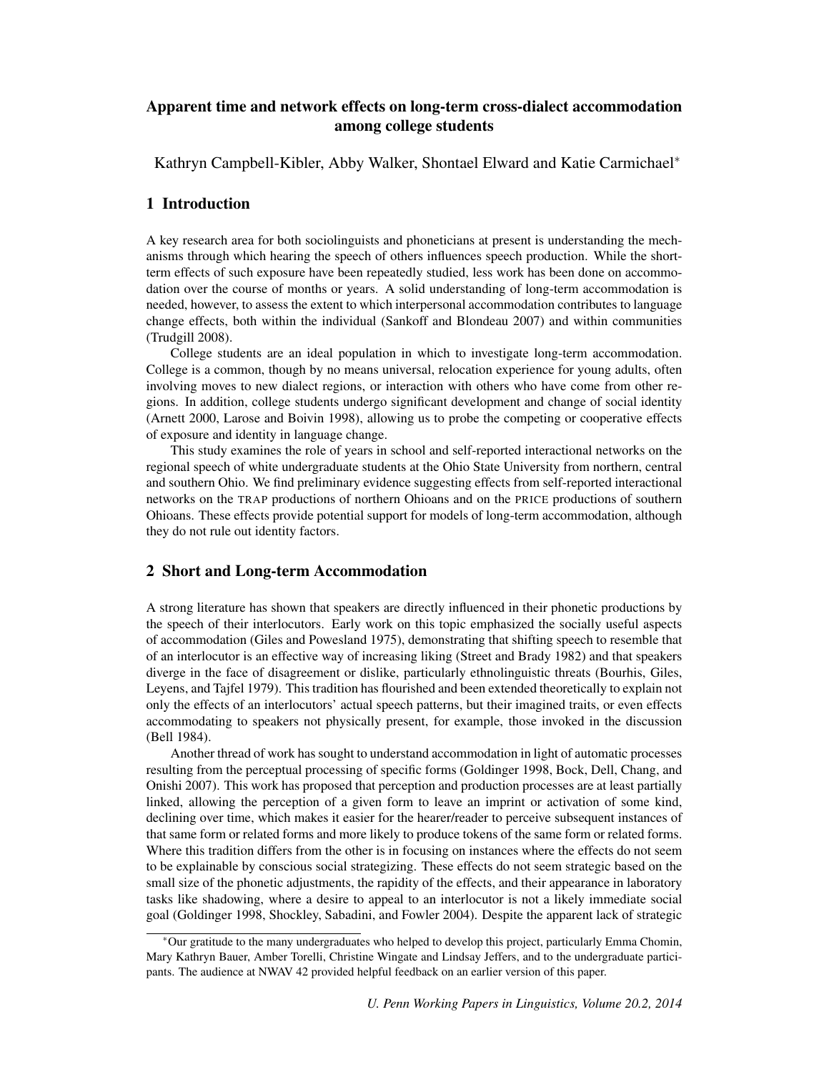# Apparent time and network effects on long-term cross-dialect accommodation among college students

Kathryn Campbell-Kibler, Abby Walker, Shontael Elward and Katie Carmichael*

## 1 Introduction

A key research area for both sociolinguists and phoneticians at present is understanding the mechanisms through which hearing the speech of others influences speech production. While the short-term effects of such exposure have been repeatedly studied, less work has been done on accommodation over the course of months or years. A solid understanding of long-term accommodation is needed, however, to assess the extent to which interpersonal accommodation contributes to language change effects, both within the individual (Sankoff and Blondeau 2007) and within communities (Trudgill 2008).

College students are an ideal population in which to investigate long-term accommodation. College is a common, though by no means universal, relocation experience for young adults, often involving moves to new dialect regions, or interaction with others who have come from other regions. In addition, college students undergo significant development and change of social identity (Arnett 2000, Larose and Boivin 1998), allowing us to probe the competing or cooperative effects of exposure and identity in language change.

This study examines the role of years in school and self-reported interactional networks on the regional speech of white undergraduate students at the Ohio State University from northern, central and southern Ohio. We find preliminary evidence suggesting effects from self-reported interactional networks on the TRAP productions of northern Ohioans and on the PRICE productions of southern Ohioans. These effects provide potential support for models of long-term accommodation, although they do not rule out identity factors.

## 2 Short and Long-term Accommodation

A strong literature has shown that speakers are directly influenced in their phonetic productions by the speech of their interlocutors. Early work on this topic emphasized the socially useful aspects of accommodation (Giles and Powesland 1975), demonstrating that shifting speech to resemble that of an interlocutor is an effective way of increasing liking (Street and Brady 1982) and that speakers diverge in the face of disagreement or dislike, particularly ethnolinguistic threats (Bourhis, Giles, Leyens, and Tajfel 1979). This tradition has flourished and been extended theoretically to explain not only the effects of an interlocutors' actual speech patterns, but their imagined traits, or even effects accommodating to speakers not physically present, for example, those invoked in the discussion (Bell 1984).

Another thread of work has sought to understand accommodation in light of automatic processes resulting from the perceptual processing of specific forms (Goldinger 1998, Bock, Dell, Chang, and Onishi 2007). This work has proposed that perception and production processes are at least partially linked, allowing the perception of a given form to leave an imprint or activation of some kind, declining over time, which makes it easier for the hearer/reader to perceive subsequent instances of that same form or related forms and more likely to produce tokens of the same form or related forms. Where this tradition differs from the other is in focusing on instances where the effects do not seem to be explainable by conscious social strategizing. These effects do not seem strategic based on the small size of the phonetic adjustments, the rapidity of the effects, and their appearance in laboratory tasks like shadowing, where a desire to appeal to an interlocutor is not a likely immediate social goal (Goldinger 1998, Shockley, Sabadini, and Fowler 2004). Despite the apparent lack of strategic

*Our gratitude to the many undergraduates who helped to develop this project, particularly Emma Chomin, Mary Kathryn Bauer, Amber Torelli, Christine Wingate and Lindsay Jeffers, and to the undergraduate participants. The audience at NWAV 42 provided helpful feedback on an earlier version of this paper.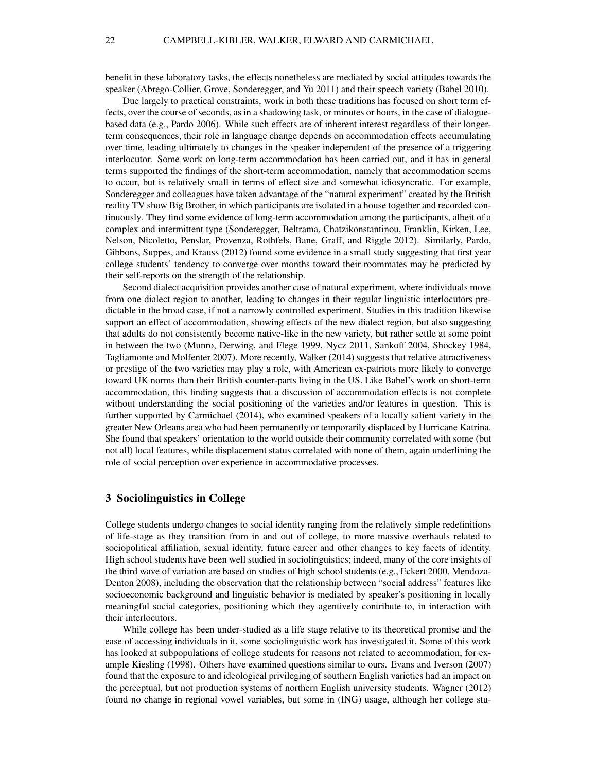benefit in these laboratory tasks, the effects nonetheless are mediated by social attitudes towards the speaker (Abrego-Collier, Grove, Sonderegger, and Yu 2011) and their speech variety (Babel 2010).

Due largely to practical constraints, work in both these traditions has focused on short term effects, over the course of seconds, as in a shadowing task, or minutes or hours, in the case of dialogue-based data (e.g., Pardo 2006). While such effects are of inherent interest regardless of their longer-term consequences, their role in language change depends on accommodation effects accumulating over time, leading ultimately to changes in the speaker independent of the presence of a triggering interlocutor. Some work on long-term accommodation has been carried out, and it has in general terms supported the findings of the short-term accommodation, namely that accommodation seems to occur, but is relatively small in terms of effect size and somewhat idiosyncratic. For example, Sonderegger and colleagues have taken advantage of the "natural experiment" created by the British reality TV show Big Brother, in which participants are isolated in a house together and recorded continuously. They find some evidence of long-term accommodation among the participants, albeit of a complex and intermittent type (Sonderegger, Beltrama, Chatzikonstantinou, Franklin, Kirken, Lee, Nelson, Nicoletto, Penslar, Provenza, Rothfels, Bane, Graff, and Riggle 2012). Similarly, Pardo, Gibbons, Suppes, and Krauss (2012) found some evidence in a small study suggesting that first year college students' tendency to converge over months toward their roommates may be predicted by their self-reports on the strength of the relationship.

Second dialect acquisition provides another case of natural experiment, where individuals move from one dialect region to another, leading to changes in their regular linguistic interlocutors predictable in the broad case, if not a narrowly controlled experiment. Studies in this tradition likewise support an effect of accommodation, showing effects of the new dialect region, but also suggesting that adults do not consistently become native-like in the new variety, but rather settle at some point in between the two (Munro, Derwing, and Flege 1999, Nycz 2011, Sankoff 2004, Shockey 1984, Tagliamonte and Molfenter 2007). More recently, Walker (2014) suggests that relative attractiveness or prestige of the two varieties may play a role, with American ex-patriots more likely to converge toward UK norms than their British counter-parts living in the US. Like Babel's work on short-term accommodation, this finding suggests that a discussion of accommodation effects is not complete without understanding the social positioning of the varieties and/or features in question. This is further supported by Carmichael (2014), who examined speakers of a locally salient variety in the greater New Orleans area who had been permanently or temporarily displaced by Hurricane Katrina. She found that speakers' orientation to the world outside their community correlated with some (but not all) local features, while displacement status correlated with none of them, again underlining the role of social perception over experience in accommodative processes.

## 3 Sociolinguistics in College

College students undergo changes to social identity ranging from the relatively simple redefinitions of life-stage as they transition from in and out of college, to more massive overhauls related to sociopolitical affiliation, sexual identity, future career and other changes to key facets of identity. High school students have been well studied in sociolinguistics; indeed, many of the core insights of the third wave of variation are based on studies of high school students (e.g., Eckert 2000, Mendoza-Denton 2008), including the observation that the relationship between "social address" features like socioeconomic background and linguistic behavior is mediated by speaker's positioning in locally meaningful social categories, positioning which they agentively contribute to, in interaction with their interlocutors.

While college has been under-studied as a life stage relative to its theoretical promise and the ease of accessing individuals in it, some sociolinguistic work has investigated it. Some of this work has looked at subpopulations of college students for reasons not related to accommodation, for example Kiesling (1998). Others have examined questions similar to ours. Evans and Iverson (2007) found that the exposure to and ideological privileging of southern English varieties had an impact on the perceptual, but not production systems of northern English university students. Wagner (2012) found no change in regional vowel variables, but some in (ING) usage, although her college stu-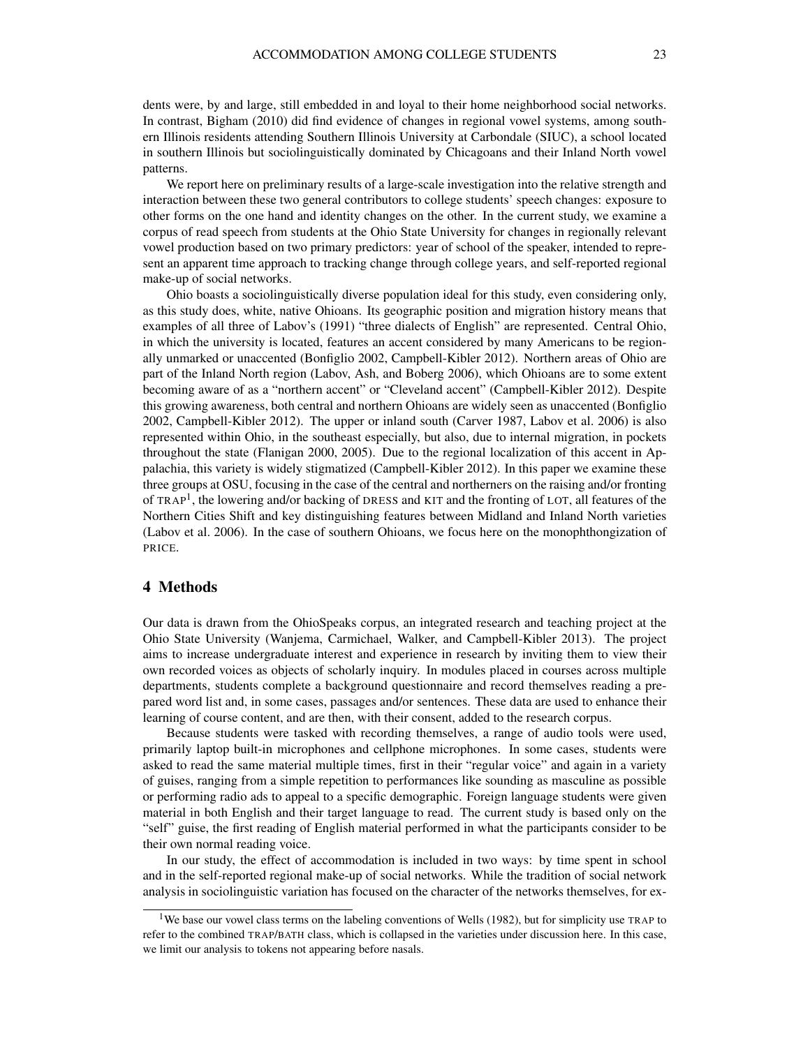dents were, by and large, still embedded in and loyal to their home neighborhood social networks. In contrast, Bigham (2010) did find evidence of changes in regional vowel systems, among southern Illinois residents attending Southern Illinois University at Carbondale (SIUC), a school located in southern Illinois but sociolinguistically dominated by Chicagoans and their Inland North vowel patterns.

We report here on preliminary results of a large-scale investigation into the relative strength and interaction between these two general contributors to college students' speech changes: exposure to other forms on the one hand and identity changes on the other. In the current study, we examine a corpus of read speech from students at the Ohio State University for changes in regionally relevant vowel production based on two primary predictors: year of school of the speaker, intended to represent an apparent time approach to tracking change through college years, and self-reported regional make-up of social networks.

Ohio boasts a sociolinguistically diverse population ideal for this study, even considering only, as this study does, white, native Ohioans. Its geographic position and migration history means that examples of all three of Labov's (1991) "three dialects of English" are represented. Central Ohio, in which the university is located, features an accent considered by many Americans to be regionally unmarked or unaccented (Bonfiglio 2002, Campbell-Kibler 2012). Northern areas of Ohio are part of the Inland North region (Labov, Ash, and Boberg 2006), which Ohioans are to some extent becoming aware of as a "northern accent" or "Cleveland accent" (Campbell-Kibler 2012). Despite this growing awareness, both central and northern Ohioans are widely seen as unaccented (Bonfiglio 2002, Campbell-Kibler 2012). The upper or inland south (Carver 1987, Labov et al. 2006) is also represented within Ohio, in the southeast especially, but also, due to internal migration, in pockets throughout the state (Flanigan 2000, 2005). Due to the regional localization of this accent in Appalachia, this variety is widely stigmatized (Campbell-Kibler 2012). In this paper we examine these three groups at OSU, focusing in the case of the central and northerners on the raising and/or fronting of TRAP[1], the lowering and/or backing of DRESS and KIT and the fronting of LOT, all features of the Northern Cities Shift and key distinguishing features between Midland and Inland North varieties (Labov et al. 2006). In the case of southern Ohioans, we focus here on the monophthongization of PRICE.

## 4 Methods

Our data is drawn from the OhioSpeaks corpus, an integrated research and teaching project at the Ohio State University (Wanjema, Carmichael, Walker, and Campbell-Kibler 2013). The project aims to increase undergraduate interest and experience in research by inviting them to view their own recorded voices as objects of scholarly inquiry. In modules placed in courses across multiple departments, students complete a background questionnaire and record themselves reading a prepared word list and, in some cases, passages and/or sentences. These data are used to enhance their learning of course content, and are then, with their consent, added to the research corpus.

Because students were tasked with recording themselves, a range of audio tools were used, primarily laptop built-in microphones and cellphone microphones. In some cases, students were asked to read the same material multiple times, first in their "regular voice" and again in a variety of guises, ranging from a simple repetition to performances like sounding as masculine as possible or performing radio ads to appeal to a specific demographic. Foreign language students were given material in both English and their target language to read. The current study is based only on the "self" guise, the first reading of English material performed in what the participants consider to be their own normal reading voice.

In our study, the effect of accommodation is included in two ways: by time spent in school and in the self-reported regional make-up of social networks. While the tradition of social network analysis in sociolinguistic variation has focused on the character of the networks themselves, for ex-

[1] We base our vowel class terms on the labeling conventions of Wells (1982), but for simplicity use TRAP to refer to the combined TRAP/BATH class, which is collapsed in the varieties under discussion here. In this case, we limit our analysis to tokens not appearing before nasals.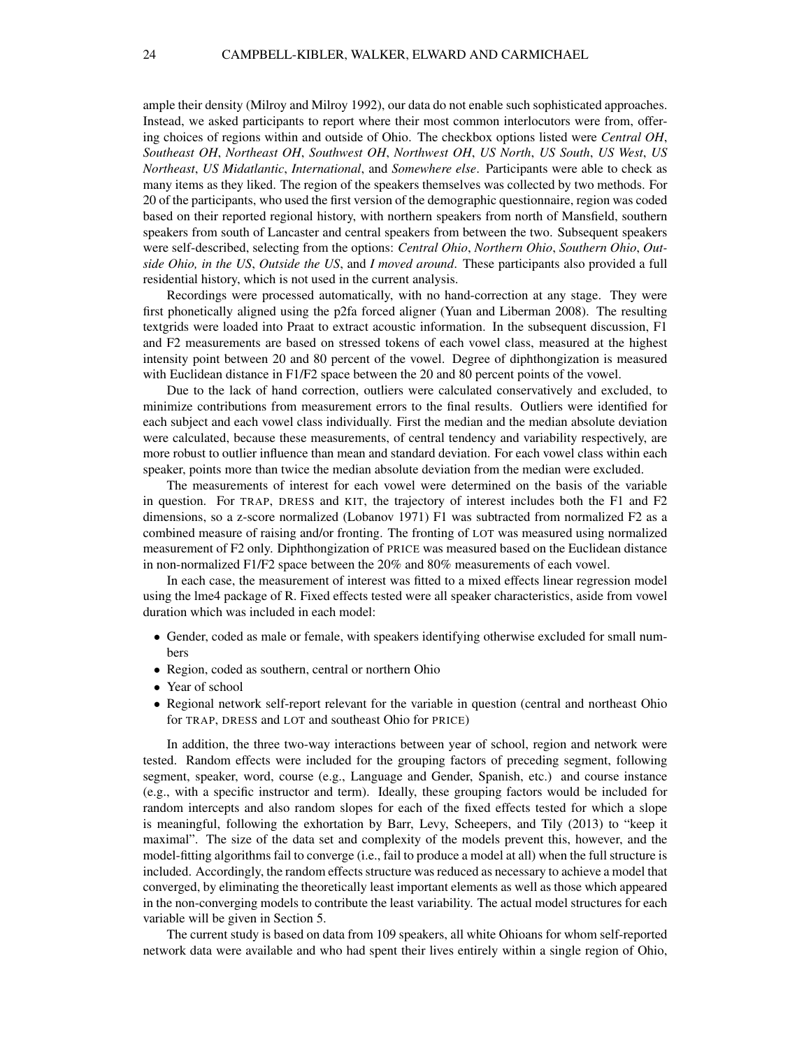ample their density (Milroy and Milroy 1992), our data do not enable such sophisticated approaches. Instead, we asked participants to report where their most common interlocutors were from, offering choices of regions within and outside of Ohio. The checkbox options listed were *Central OH*, *Southeast OH*, *Northeast OH*, *Southwest OH*, *Northwest OH*, *US North*, *US South*, *US West*, *US Northeast*, *US Midatlantic*, *International*, and *Somewhere else*. Participants were able to check as many items as they liked. The region of the speakers themselves was collected by two methods. For 20 of the participants, who used the first version of the demographic questionnaire, region was coded based on their reported regional history, with northern speakers from north of Mansfield, southern speakers from south of Lancaster and central speakers from between the two. Subsequent speakers were self-described, selecting from the options: *Central Ohio*, *Northern Ohio*, *Southern Ohio*, *Outside Ohio, in the US*, *Outside the US*, and *I moved around*. These participants also provided a full residential history, which is not used in the current analysis.

Recordings were processed automatically, with no hand-correction at any stage. They were first phonetically aligned using the p2fa forced aligner (Yuan and Liberman 2008). The resulting textgrids were loaded into Praat to extract acoustic information. In the subsequent discussion, F1 and F2 measurements are based on stressed tokens of each vowel class, measured at the highest intensity point between 20 and 80 percent of the vowel. Degree of diphthongization is measured with Euclidean distance in F1/F2 space between the 20 and 80 percent points of the vowel.

Due to the lack of hand correction, outliers were calculated conservatively and excluded, to minimize contributions from measurement errors to the final results. Outliers were identified for each subject and each vowel class individually. First the median and the median absolute deviation were calculated, because these measurements, of central tendency and variability respectively, are more robust to outlier influence than mean and standard deviation. For each vowel class within each speaker, points more than twice the median absolute deviation from the median were excluded.

The measurements of interest for each vowel were determined on the basis of the variable in question. For TRAP, DRESS and KIT, the trajectory of interest includes both the F1 and F2 dimensions, so a z-score normalized (Lobanov 1971) F1 was subtracted from normalized F2 as a combined measure of raising and/or fronting. The fronting of LOT was measured using normalized measurement of F2 only. Diphthongization of PRICE was measured based on the Euclidean distance in non-normalized F1/F2 space between the 20% and 80% measurements of each vowel.

In each case, the measurement of interest was fitted to a mixed effects linear regression model using the lme4 package of R. Fixed effects tested were all speaker characteristics, aside from vowel duration which was included in each model:

- Gender, coded as male or female, with speakers identifying otherwise excluded for small numbers
- Region, coded as southern, central or northern Ohio
- Year of school
- Regional network self-report relevant for the variable in question (central and northeast Ohio for TRAP, DRESS and LOT and southeast Ohio for PRICE)

In addition, the three two-way interactions between year of school, region and network were tested. Random effects were included for the grouping factors of preceding segment, following segment, speaker, word, course (e.g., Language and Gender, Spanish, etc.) and course instance (e.g., with a specific instructor and term). Ideally, these grouping factors would be included for random intercepts and also random slopes for each of the fixed effects tested for which a slope is meaningful, following the exhortation by Barr, Levy, Scheepers, and Tily (2013) to "keep it maximal". The size of the data set and complexity of the models prevent this, however, and the model-fitting algorithms fail to converge (i.e., fail to produce a model at all) when the full structure is included. Accordingly, the random effects structure was reduced as necessary to achieve a model that converged, by eliminating the theoretically least important elements as well as those which appeared in the non-converging models to contribute the least variability. The actual model structures for each variable will be given in Section 5.

The current study is based on data from 109 speakers, all white Ohioans for whom self-reported network data were available and who had spent their lives entirely within a single region of Ohio,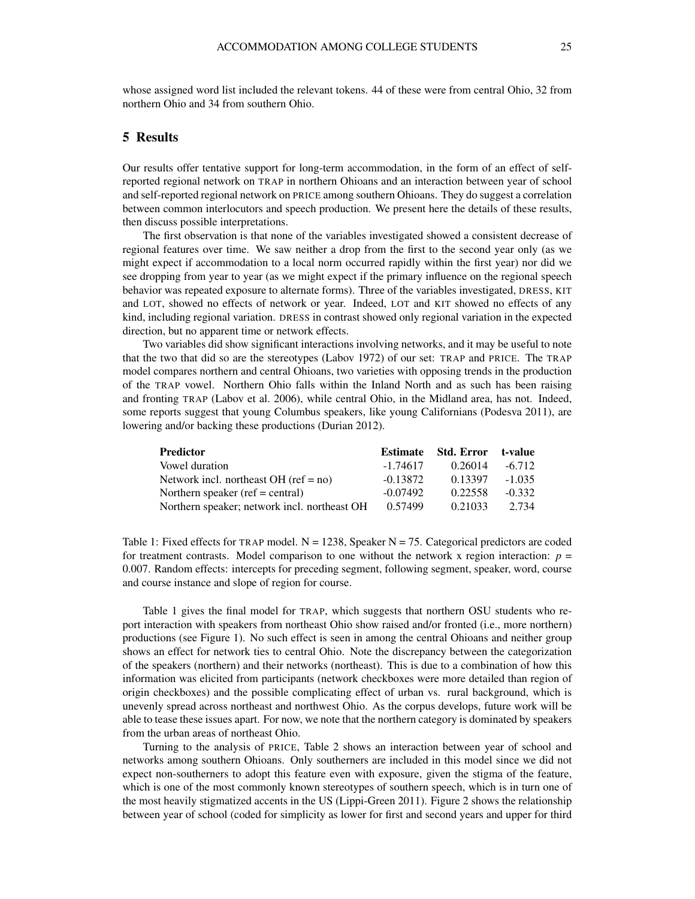whose assigned word list included the relevant tokens. 44 of these were from central Ohio, 32 from northern Ohio and 34 from southern Ohio.

## 5 Results

Our results offer tentative support for long-term accommodation, in the form of an effect of self-reported regional network on TRAP in northern Ohioans and an interaction between year of school and self-reported regional network on PRICE among southern Ohioans. They do suggest a correlation between common interlocutors and speech production. We present here the details of these results, then discuss possible interpretations.

The first observation is that none of the variables investigated showed a consistent decrease of regional features over time. We saw neither a drop from the first to the second year only (as we might expect if accommodation to a local norm occurred rapidly within the first year) nor did we see dropping from year to year (as we might expect if the primary influence on the regional speech behavior was repeated exposure to alternate forms). Three of the variables investigated, DRESS, KIT and LOT, showed no effects of network or year. Indeed, LOT and KIT showed no effects of any kind, including regional variation. DRESS in contrast showed only regional variation in the expected direction, but no apparent time or network effects.

Two variables did show significant interactions involving networks, and it may be useful to note that the two that did so are the stereotypes (Labov 1972) of our set: TRAP and PRICE. The TRAP model compares northern and central Ohioans, two varieties with opposing trends in the production of the TRAP vowel. Northern Ohio falls within the Inland North and as such has been raising and fronting TRAP (Labov et al. 2006), while central Ohio, in the Midland area, has not. Indeed, some reports suggest that young Columbus speakers, like young Californians (Podesva 2011), are lowering and/or backing these productions (Durian 2012).

| Predictor | Estimate | Std. Error | t-value |
|---|---|---|---|
| Vowel duration | -1.74617 | 0.26014 | -6.712 |
| Network incl. northeast OH (ref = no) | -0.13872 | 0.13397 | -1.035 |
| Northern speaker (ref = central) | -0.07492 | 0.22558 | -0.332 |
| Northern speaker; network incl. northeast OH | 0.57499 | 0.21033 | 2.734 |

Table 1: Fixed effects for TRAP model. N = 1238, Speaker N = 75. Categorical predictors are coded for treatment contrasts. Model comparison to one without the network x region interaction: $p$ = 0.007. Random effects: intercepts for preceding segment, following segment, speaker, word, course and course instance and slope of region for course.

Table 1 gives the final model for TRAP, which suggests that northern OSU students who report interaction with speakers from northeast Ohio show raised and/or fronted (i.e., more northern) productions (see Figure 1). No such effect is seen in among the central Ohioans and neither group shows an effect for network ties to central Ohio. Note the discrepancy between the categorization of the speakers (northern) and their networks (northeast). This is due to a combination of how this information was elicited from participants (network checkboxes were more detailed than region of origin checkboxes) and the possible complicating effect of urban vs. rural background, which is unevenly spread across northeast and northwest Ohio. As the corpus develops, future work will be able to tease these issues apart. For now, we note that the northern category is dominated by speakers from the urban areas of northeast Ohio.

Turning to the analysis of PRICE, Table 2 shows an interaction between year of school and networks among southern Ohioans. Only southerners are included in this model since we did not expect non-southerners to adopt this feature even with exposure, given the stigma of the feature, which is one of the most commonly known stereotypes of southern speech, which is in turn one of the most heavily stigmatized accents in the US (Lippi-Green 2011). Figure 2 shows the relationship between year of school (coded for simplicity as lower for first and second years and upper for third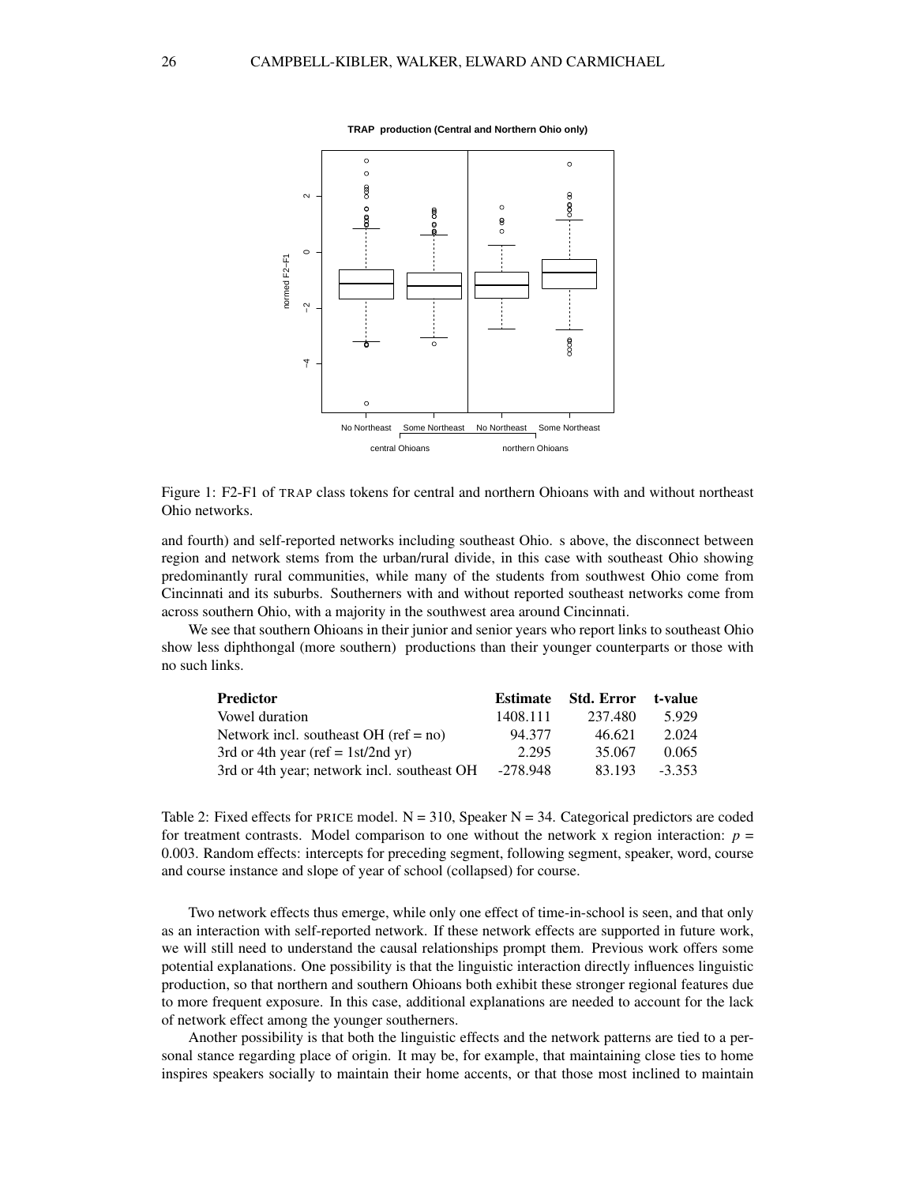Figure 1: F2-F1 of TRAP class tokens for central and northern Ohioans with and without northeast Ohio networks.

and fourth) and self-reported networks including southeast Ohio. s above, the disconnect between region and network stems from the urban/rural divide, in this case with southeast Ohio showing predominantly rural communities, while many of the students from southwest Ohio come from Cincinnati and its suburbs. Southerners with and without reported southeast networks come from across southern Ohio, with a majority in the southwest area around Cincinnati.

We see that southern Ohioans in their junior and senior years who report links to southeast Ohio show less diphthongal (more southern) productions than their younger counterparts or those with no such links.

| **Predictor** | **Estimate** | **Std. Error** | **t-value** |
|---|---|---|---|
| Vowel duration | 1408.111 | 237.480 | 5.929 |
| Network incl. southeast OH (ref = no) | 94.377 | 46.621 | 2.024 |
| 3rd or 4th year (ref = 1st/2nd yr) | 2.295 | 35.067 | 0.065 |
| 3rd or 4th year; network incl. southeast OH | -278.948 | 83.193 | -3.353 |

Table 2: Fixed effects for PRICE model. N = 310, Speaker N = 34. Categorical predictors are coded for treatment contrasts. Model comparison to one without the network x region interaction: $p$ = 0.003. Random effects: intercepts for preceding segment, following segment, speaker, word, course and course instance and slope of year of school (collapsed) for course.

Two network effects thus emerge, while only one effect of time-in-school is seen, and that only as an interaction with self-reported network. If these network effects are supported in future work, we will still need to understand the causal relationships prompt them. Previous work offers some potential explanations. One possibility is that the linguistic interaction directly influences linguistic production, so that northern and southern Ohioans both exhibit these stronger regional features due to more frequent exposure. In this case, additional explanations are needed to account for the lack of network effect among the younger southerners.

Another possibility is that both the linguistic effects and the network patterns are tied to a personal stance regarding place of origin. It may be, for example, that maintaining close ties to home inspires speakers socially to maintain their home accents, or that those most inclined to maintain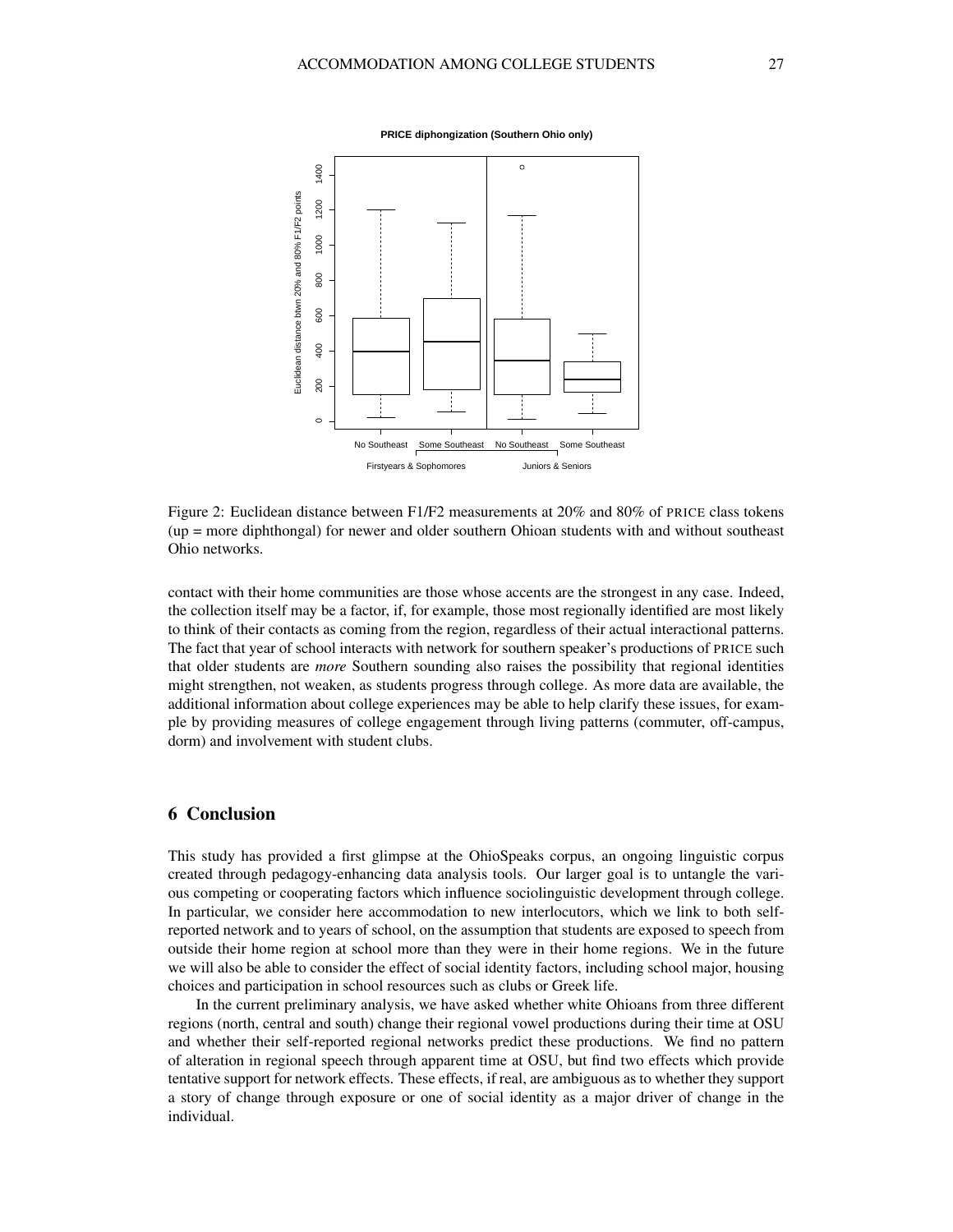Figure 2: Euclidean distance between F1/F2 measurements at 20% and 80% of PRICE class tokens (up = more diphthongal) for newer and older southern Ohioan students with and without southeast Ohio networks.

contact with their home communities are those whose accents are the strongest in any case. Indeed, the collection itself may be a factor, if, for example, those most regionally identified are most likely to think of their contacts as coming from the region, regardless of their actual interactional patterns. The fact that year of school interacts with network for southern speaker's productions of PRICE such that older students are *more* Southern sounding also raises the possibility that regional identities might strengthen, not weaken, as students progress through college. As more data are available, the additional information about college experiences may be able to help clarify these issues, for example by providing measures of college engagement through living patterns (commuter, off-campus, dorm) and involvement with student clubs.

## 6 Conclusion

This study has provided a first glimpse at the OhioSpeaks corpus, an ongoing linguistic corpus created through pedagogy-enhancing data analysis tools. Our larger goal is to untangle the various competing or cooperating factors which influence sociolinguistic development through college. In particular, we consider here accommodation to new interlocutors, which we link to both self-reported network and to years of school, on the assumption that students are exposed to speech from outside their home region at school more than they were in their home regions. We in the future we will also be able to consider the effect of social identity factors, including school major, housing choices and participation in school resources such as clubs or Greek life.

In the current preliminary analysis, we have asked whether white Ohioans from three different regions (north, central and south) change their regional vowel productions during their time at OSU and whether their self-reported regional networks predict these productions. We find no pattern of alteration in regional speech through apparent time at OSU, but find two effects which provide tentative support for network effects. These effects, if real, are ambiguous as to whether they support a story of change through exposure or one of social identity as a major driver of change in the individual.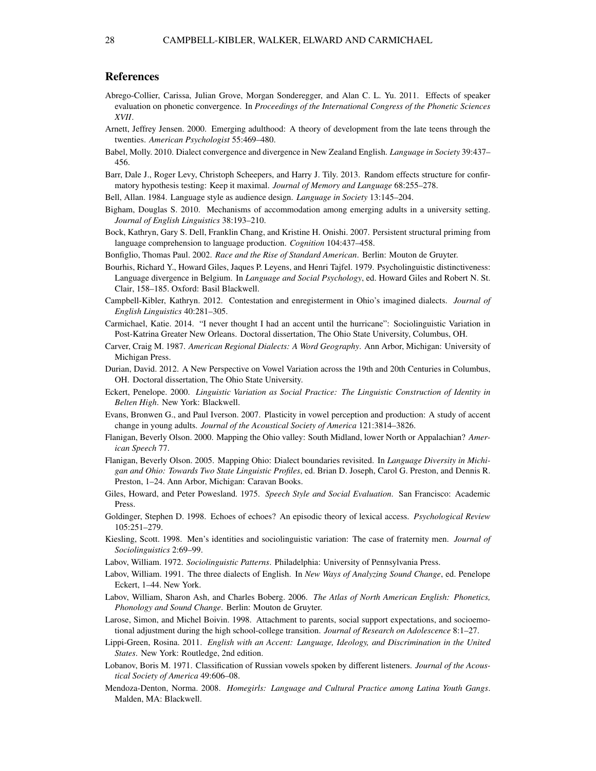## References

Abrego-Collier, Carissa, Julian Grove, Morgan Sonderegger, and Alan C. L. Yu. 2011. Effects of speaker evaluation on phonetic convergence. In *Proceedings of the International Congress of the Phonetic Sciences XVII*.

Arnett, Jeffrey Jensen. 2000. Emerging adulthood: A theory of development from the late teens through the twenties. *American Psychologist* 55:469–480.

Babel, Molly. 2010. Dialect convergence and divergence in New Zealand English. *Language in Society* 39:437–456.

Barr, Dale J., Roger Levy, Christoph Scheepers, and Harry J. Tily. 2013. Random effects structure for confirmatory hypothesis testing: Keep it maximal. *Journal of Memory and Language* 68:255–278.

Bell, Allan. 1984. Language style as audience design. *Language in Society* 13:145–204.

Bigham, Douglas S. 2010. Mechanisms of accommodation among emerging adults in a university setting. *Journal of English Linguistics* 38:193–210.

Bock, Kathryn, Gary S. Dell, Franklin Chang, and Kristine H. Onishi. 2007. Persistent structural priming from language comprehension to language production. *Cognition* 104:437–458.

Bonfiglio, Thomas Paul. 2002. *Race and the Rise of Standard American*. Berlin: Mouton de Gruyter.

Bourhis, Richard Y., Howard Giles, Jaques P. Leyens, and Henri Tajfel. 1979. Psycholinguistic distinctiveness: Language divergence in Belgium. In *Language and Social Psychology*, ed. Howard Giles and Robert N. St. Clair, 158–185. Oxford: Basil Blackwell.

Campbell-Kibler, Kathryn. 2012. Contestation and enregisterment in Ohio's imagined dialects. *Journal of English Linguistics* 40:281–305.

Carmichael, Katie. 2014. "I never thought I had an accent until the hurricane": Sociolinguistic Variation in Post-Katrina Greater New Orleans. Doctoral dissertation, The Ohio State University, Columbus, OH.

Carver, Craig M. 1987. *American Regional Dialects: A Word Geography*. Ann Arbor, Michigan: University of Michigan Press.

Durian, David. 2012. A New Perspective on Vowel Variation across the 19th and 20th Centuries in Columbus, OH. Doctoral dissertation, The Ohio State University.

Eckert, Penelope. 2000. *Linguistic Variation as Social Practice: The Linguistic Construction of Identity in Belten High*. New York: Blackwell.

Evans, Bronwen G., and Paul Iverson. 2007. Plasticity in vowel perception and production: A study of accent change in young adults. *Journal of the Acoustical Society of America* 121:3814–3826.

Flanigan, Beverly Olson. 2000. Mapping the Ohio valley: South Midland, lower North or Appalachian? *American Speech* 77.

Flanigan, Beverly Olson. 2005. Mapping Ohio: Dialect boundaries revisited. In *Language Diversity in Michigan and Ohio: Towards Two State Linguistic Profiles*, ed. Brian D. Joseph, Carol G. Preston, and Dennis R. Preston, 1–24. Ann Arbor, Michigan: Caravan Books.

Giles, Howard, and Peter Powesland. 1975. *Speech Style and Social Evaluation*. San Francisco: Academic Press.

Goldinger, Stephen D. 1998. Echoes of echoes? An episodic theory of lexical access. *Psychological Review* 105:251–279.

Kiesling, Scott. 1998. Men's identities and sociolinguistic variation: The case of fraternity men. *Journal of Sociolinguistics* 2:69–99.

Labov, William. 1972. *Sociolinguistic Patterns*. Philadelphia: University of Pennsylvania Press.

Labov, William. 1991. The three dialects of English. In *New Ways of Analyzing Sound Change*, ed. Penelope Eckert, 1–44. New York.

Labov, William, Sharon Ash, and Charles Boberg. 2006. *The Atlas of North American English: Phonetics, Phonology and Sound Change*. Berlin: Mouton de Gruyter.

Larose, Simon, and Michel Boivin. 1998. Attachment to parents, social support expectations, and socioemotional adjustment during the high school-college transition. *Journal of Research on Adolescence* 8:1–27.

Lippi-Green, Rosina. 2011. *English with an Accent: Language, Ideology, and Discrimination in the United States*. New York: Routledge, 2nd edition.

Lobanov, Boris M. 1971. Classification of Russian vowels spoken by different listeners. *Journal of the Acoustical Society of America* 49:606–08.

Mendoza-Denton, Norma. 2008. *Homegirls: Language and Cultural Practice among Latina Youth Gangs*. Malden, MA: Blackwell.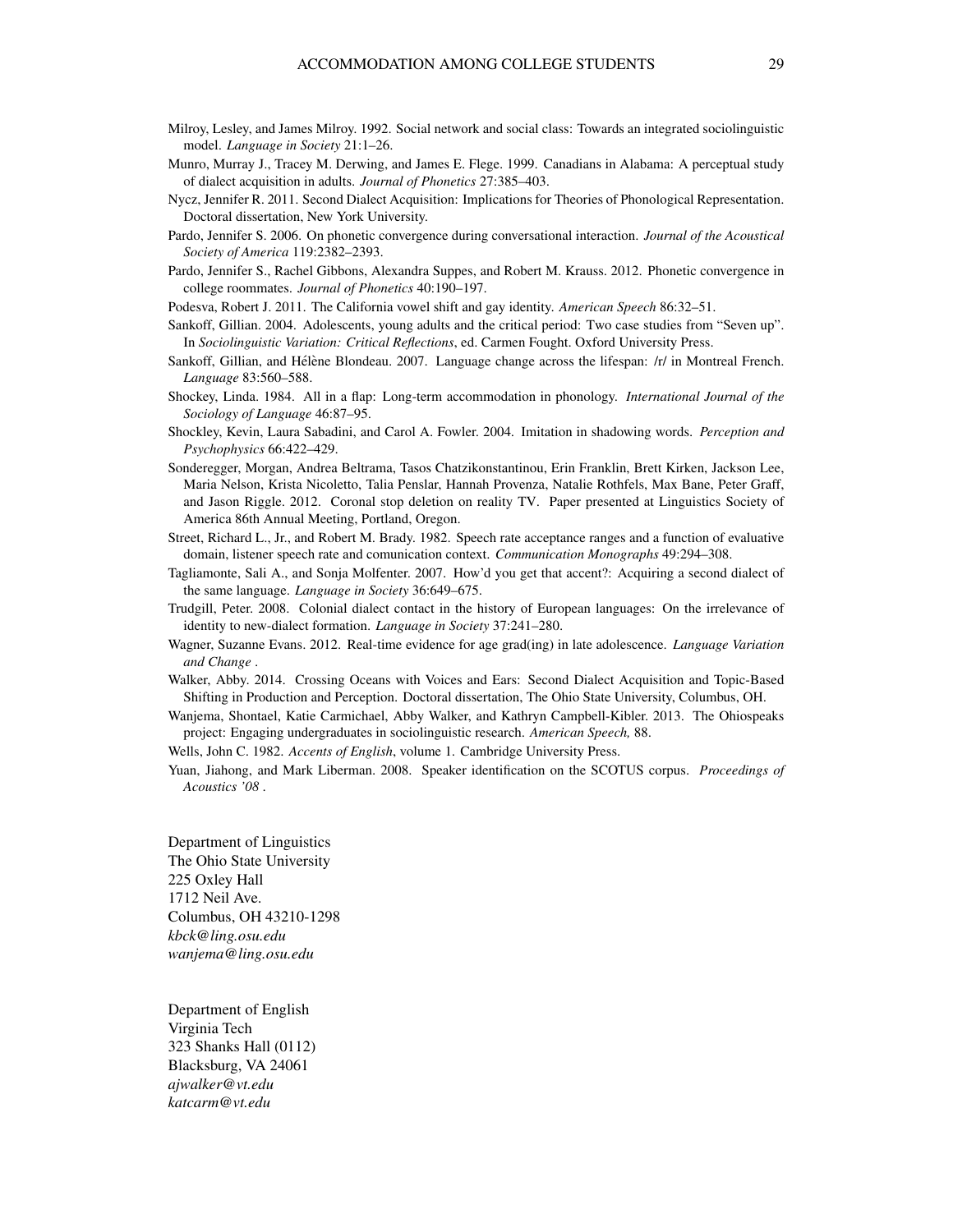Milroy, Lesley, and James Milroy. 1992. Social network and social class: Towards an integrated sociolinguistic model. *Language in Society* 21:1–26.

Munro, Murray J., Tracey M. Derwing, and James E. Flege. 1999. Canadians in Alabama: A perceptual study of dialect acquisition in adults. *Journal of Phonetics* 27:385–403.

Nycz, Jennifer R. 2011. Second Dialect Acquisition: Implications for Theories of Phonological Representation. Doctoral dissertation, New York University.

Pardo, Jennifer S. 2006. On phonetic convergence during conversational interaction. *Journal of the Acoustical Society of America* 119:2382–2393.

Pardo, Jennifer S., Rachel Gibbons, Alexandra Suppes, and Robert M. Krauss. 2012. Phonetic convergence in college roommates. *Journal of Phonetics* 40:190–197.

Podesva, Robert J. 2011. The California vowel shift and gay identity. *American Speech* 86:32–51.

Sankoff, Gillian. 2004. Adolescents, young adults and the critical period: Two case studies from "Seven up". In *Sociolinguistic Variation: Critical Reflections*, ed. Carmen Fought. Oxford University Press.

Sankoff, Gillian, and Hélène Blondeau. 2007. Language change across the lifespan: /r/ in Montreal French. *Language* 83:560–588.

Shockey, Linda. 1984. All in a flap: Long-term accommodation in phonology. *International Journal of the Sociology of Language* 46:87–95.

Shockley, Kevin, Laura Sabadini, and Carol A. Fowler. 2004. Imitation in shadowing words. *Perception and Psychophysics* 66:422–429.

Sonderegger, Morgan, Andrea Beltrama, Tasos Chatzikonstantinou, Erin Franklin, Brett Kirken, Jackson Lee, Maria Nelson, Krista Nicoletto, Talia Penslar, Hannah Provenza, Natalie Rothfels, Max Bane, Peter Graff, and Jason Riggle. 2012. Coronal stop deletion on reality TV. Paper presented at Linguistics Society of America 86th Annual Meeting, Portland, Oregon.

Street, Richard L., Jr., and Robert M. Brady. 1982. Speech rate acceptance ranges and a function of evaluative domain, listener speech rate and comunication context. *Communication Monographs* 49:294–308.

Tagliamonte, Sali A., and Sonja Molfenter. 2007. How'd you get that accent?: Acquiring a second dialect of the same language. *Language in Society* 36:649–675.

Trudgill, Peter. 2008. Colonial dialect contact in the history of European languages: On the irrelevance of identity to new-dialect formation. *Language in Society* 37:241–280.

Wagner, Suzanne Evans. 2012. Real-time evidence for age grad(ing) in late adolescence. *Language Variation and Change* .

Walker, Abby. 2014. Crossing Oceans with Voices and Ears: Second Dialect Acquisition and Topic-Based Shifting in Production and Perception. Doctoral dissertation, The Ohio State University, Columbus, OH.

Wanjema, Shontael, Katie Carmichael, Abby Walker, and Kathryn Campbell-Kibler. 2013. The Ohiospeaks project: Engaging undergraduates in sociolinguistic research. *American Speech,* 88.

Wells, John C. 1982. *Accents of English*, volume 1. Cambridge University Press.

Yuan, Jiahong, and Mark Liberman. 2008. Speaker identification on the SCOTUS corpus. *Proceedings of Acoustics '08* .

Department of Linguistics
The Ohio State University
225 Oxley Hall
1712 Neil Ave.
Columbus, OH 43210-1298
*kbck@ling.osu.edu*
*wanjema@ling.osu.edu*

Department of English
Virginia Tech
323 Shanks Hall (0112)
Blacksburg, VA 24061
*ajwalker@vt.edu*
*katcarm@vt.edu*